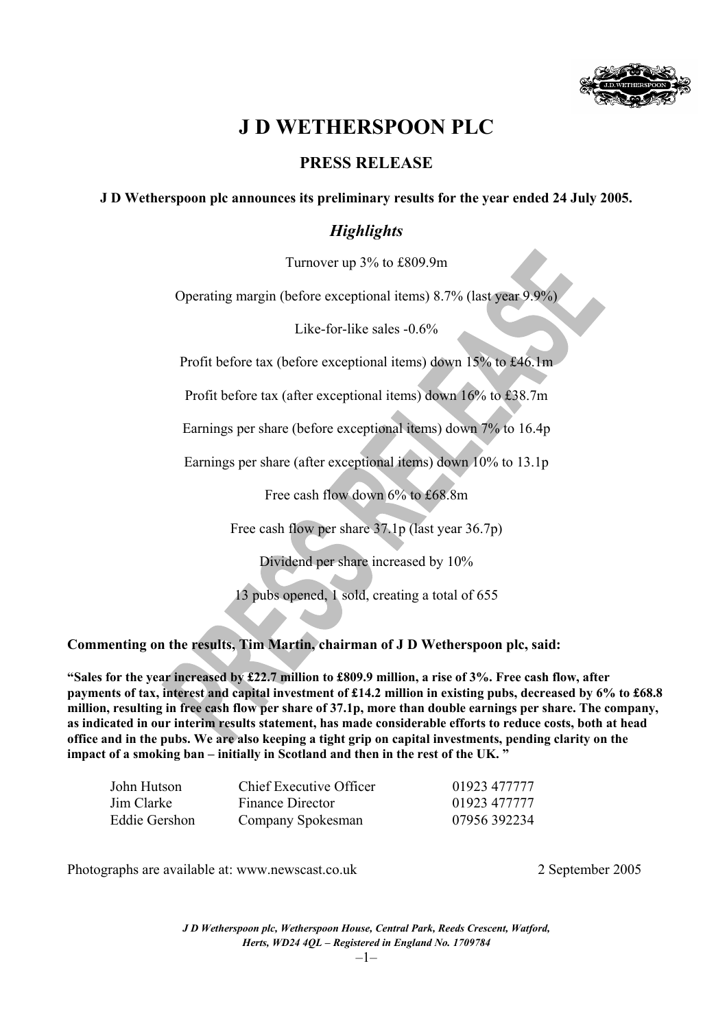# J D WETHERSPOON PLC

## PRESS RELEASE

**J D Wetherspoon plc announces its preliminary results for the year ended 24 July 2005.**

### *Highlights*

Turnover up 3% to £809.9m

Operating margin (before exceptional items) 8.7% (last year 9.9%)

Like-for-like sales -0.6%

Profit before tax (before exceptional items) down 15% to £46.1m

Profit before tax (after exceptional items) down 16% to £38.7m

Earnings per share (before exceptional items) down 7% to 16.4p

Earnings per share (after exceptional items) down 10% to 13.1p

Free cash flow down 6% to £68.8m

Free cash flow per share 37.1p (last year 36.7p)

Dividend per share increased by 10%

13 pubs opened, 1 sold, creating a total of 655

**Commenting on the results, Tim Martin, chairman of J D Wetherspoon plc, said:**

**"Sales for the year increased by £22.7 million to £809.9 million, a rise of 3%. Free cash flow, after payments of tax, interest and capital investment of £14.2 million in existing pubs, decreased by 6% to £68.8 million, resulting in free cash flow per share of 37.1p, more than double earnings per share. The company, as indicated in our interim results statement, has made considerable efforts to reduce costs, both at head office and in the pubs. We are also keeping a tight grip on capital investments, pending clarity on the impact of a smoking ban – initially in Scotland and then in the rest of the UK. "**

| | | |
|---|---|---|
| John Hutson | Chief Executive Officer | 01923 477777 |
| Jim Clarke | Finance Director | 01923 477777 |
| Eddie Gershon | Company Spokesman | 07956 392234 |

Photographs are available at: www.newscast.co.uk

2 September 2005

*J D Wetherspoon plc, Wetherspoon House, Central Park, Reeds Crescent, Watford, Herts, WD24 4QL – Registered in England No. 1709784*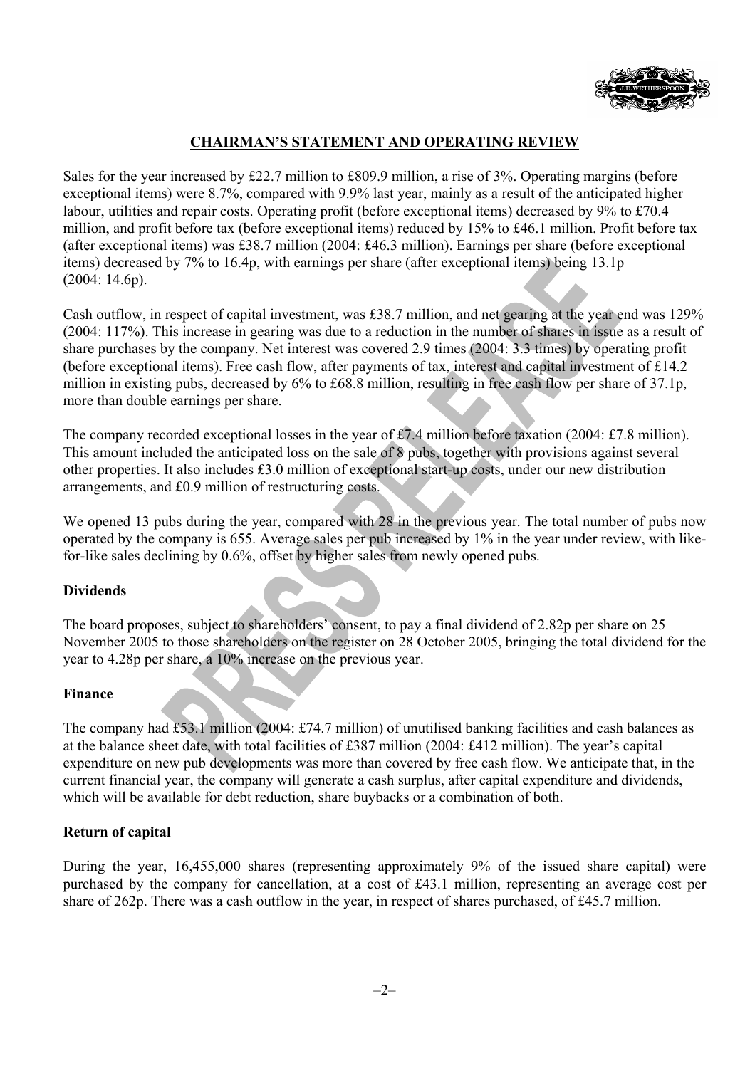## CHAIRMAN'S STATEMENT AND OPERATING REVIEW

Sales for the year increased by £22.7 million to £809.9 million, a rise of 3%. Operating margins (before exceptional items) were 8.7%, compared with 9.9% last year, mainly as a result of the anticipated higher labour, utilities and repair costs. Operating profit (before exceptional items) decreased by 9% to £70.4 million, and profit before tax (before exceptional items) reduced by 15% to £46.1 million. Profit before tax (after exceptional items) was £38.7 million (2004: £46.3 million). Earnings per share (before exceptional items) decreased by 7% to 16.4p, with earnings per share (after exceptional items) being 13.1p (2004: 14.6p).

Cash outflow, in respect of capital investment, was £38.7 million, and net gearing at the year end was 129% (2004: 117%). This increase in gearing was due to a reduction in the number of shares in issue as a result of share purchases by the company. Net interest was covered 2.9 times (2004: 3.3 times) by operating profit (before exceptional items). Free cash flow, after payments of tax, interest and capital investment of £14.2 million in existing pubs, decreased by 6% to £68.8 million, resulting in free cash flow per share of 37.1p, more than double earnings per share.

The company recorded exceptional losses in the year of £7.4 million before taxation (2004: £7.8 million). This amount included the anticipated loss on the sale of 8 pubs, together with provisions against several other properties. It also includes £3.0 million of exceptional start-up costs, under our new distribution arrangements, and £0.9 million of restructuring costs.

We opened 13 pubs during the year, compared with 28 in the previous year. The total number of pubs now operated by the company is 655. Average sales per pub increased by 1% in the year under review, with like-for-like sales declining by 0.6%, offset by higher sales from newly opened pubs.

### Dividends

The board proposes, subject to shareholders' consent, to pay a final dividend of 2.82p per share on 25 November 2005 to those shareholders on the register on 28 October 2005, bringing the total dividend for the year to 4.28p per share, a 10% increase on the previous year.

### Finance

The company had £53.1 million (2004: £74.7 million) of unutilised banking facilities and cash balances as at the balance sheet date, with total facilities of £387 million (2004: £412 million). The year's capital expenditure on new pub developments was more than covered by free cash flow. We anticipate that, in the current financial year, the company will generate a cash surplus, after capital expenditure and dividends, which will be available for debt reduction, share buybacks or a combination of both.

### Return of capital

During the year, 16,455,000 shares (representing approximately 9% of the issued share capital) were purchased by the company for cancellation, at a cost of £43.1 million, representing an average cost per share of 262p. There was a cash outflow in the year, in respect of shares purchased, of £45.7 million.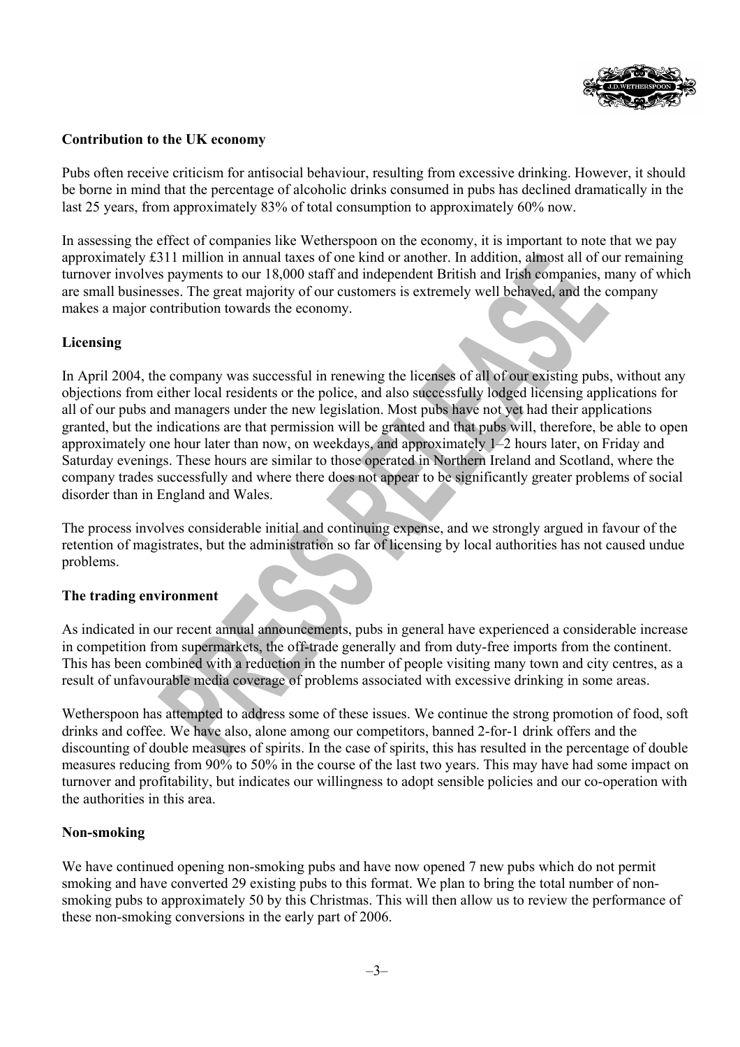**Contribution to the UK economy**

Pubs often receive criticism for antisocial behaviour, resulting from excessive drinking. However, it should be borne in mind that the percentage of alcoholic drinks consumed in pubs has declined dramatically in the last 25 years, from approximately 83% of total consumption to approximately 60% now.

In assessing the effect of companies like Wetherspoon on the economy, it is important to note that we pay approximately £311 million in annual taxes of one kind or another. In addition, almost all of our remaining turnover involves payments to our 18,000 staff and independent British and Irish companies, many of which are small businesses. The great majority of our customers is extremely well behaved, and the company makes a major contribution towards the economy.

**Licensing**

In April 2004, the company was successful in renewing the licenses of all of our existing pubs, without any objections from either local residents or the police, and also successfully lodged licensing applications for all of our pubs and managers under the new legislation. Most pubs have not yet had their applications granted, but the indications are that permission will be granted and that pubs will, therefore, be able to open approximately one hour later than now, on weekdays, and approximately 1–2 hours later, on Friday and Saturday evenings. These hours are similar to those operated in Northern Ireland and Scotland, where the company trades successfully and where there does not appear to be significantly greater problems of social disorder than in England and Wales.

The process involves considerable initial and continuing expense, and we strongly argued in favour of the retention of magistrates, but the administration so far of licensing by local authorities has not caused undue problems.

**The trading environment**

As indicated in our recent annual announcements, pubs in general have experienced a considerable increase in competition from supermarkets, the off-trade generally and from duty-free imports from the continent. This has been combined with a reduction in the number of people visiting many town and city centres, as a result of unfavourable media coverage of problems associated with excessive drinking in some areas.

Wetherspoon has attempted to address some of these issues. We continue the strong promotion of food, soft drinks and coffee. We have also, alone among our competitors, banned 2-for-1 drink offers and the discounting of double measures of spirits. In the case of spirits, this has resulted in the percentage of double measures reducing from 90% to 50% in the course of the last two years. This may have had some impact on turnover and profitability, but indicates our willingness to adopt sensible policies and our co-operation with the authorities in this area.

**Non-smoking**

We have continued opening non-smoking pubs and have now opened 7 new pubs which do not permit smoking and have converted 29 existing pubs to this format. We plan to bring the total number of non-smoking pubs to approximately 50 by this Christmas. This will then allow us to review the performance of these non-smoking conversions in the early part of 2006.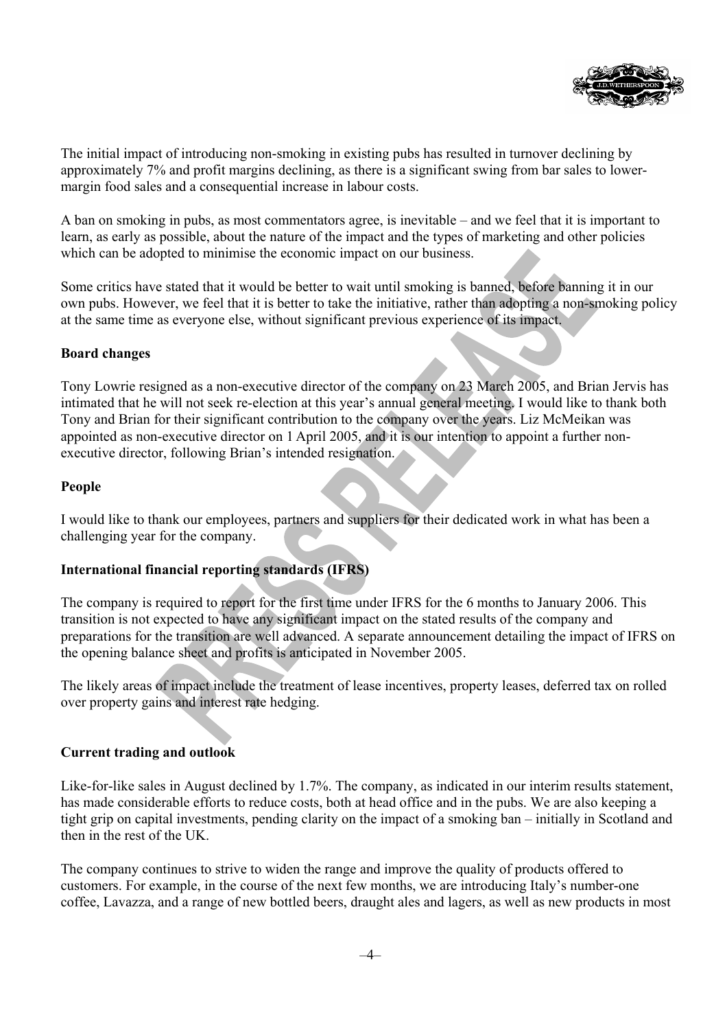The initial impact of introducing non-smoking in existing pubs has resulted in turnover declining by approximately 7% and profit margins declining, as there is a significant swing from bar sales to lower-margin food sales and a consequential increase in labour costs.

A ban on smoking in pubs, as most commentators agree, is inevitable – and we feel that it is important to learn, as early as possible, about the nature of the impact and the types of marketing and other policies which can be adopted to minimise the economic impact on our business.

Some critics have stated that it would be better to wait until smoking is banned, before banning it in our own pubs. However, we feel that it is better to take the initiative, rather than adopting a non-smoking policy at the same time as everyone else, without significant previous experience of its impact.

**Board changes**

Tony Lowrie resigned as a non-executive director of the company on 23 March 2005, and Brian Jervis has intimated that he will not seek re-election at this year's annual general meeting. I would like to thank both Tony and Brian for their significant contribution to the company over the years. Liz McMeikan was appointed as non-executive director on 1 April 2005, and it is our intention to appoint a further non-executive director, following Brian's intended resignation.

**People**

I would like to thank our employees, partners and suppliers for their dedicated work in what has been a challenging year for the company.

**International financial reporting standards (IFRS)**

The company is required to report for the first time under IFRS for the 6 months to January 2006. This transition is not expected to have any significant impact on the stated results of the company and preparations for the transition are well advanced. A separate announcement detailing the impact of IFRS on the opening balance sheet and profits is anticipated in November 2005.

The likely areas of impact include the treatment of lease incentives, property leases, deferred tax on rolled over property gains and interest rate hedging.

**Current trading and outlook**

Like-for-like sales in August declined by 1.7%. The company, as indicated in our interim results statement, has made considerable efforts to reduce costs, both at head office and in the pubs. We are also keeping a tight grip on capital investments, pending clarity on the impact of a smoking ban – initially in Scotland and then in the rest of the UK.

The company continues to strive to widen the range and improve the quality of products offered to customers. For example, in the course of the next few months, we are introducing Italy's number-one coffee, Lavazza, and a range of new bottled beers, draught ales and lagers, as well as new products in most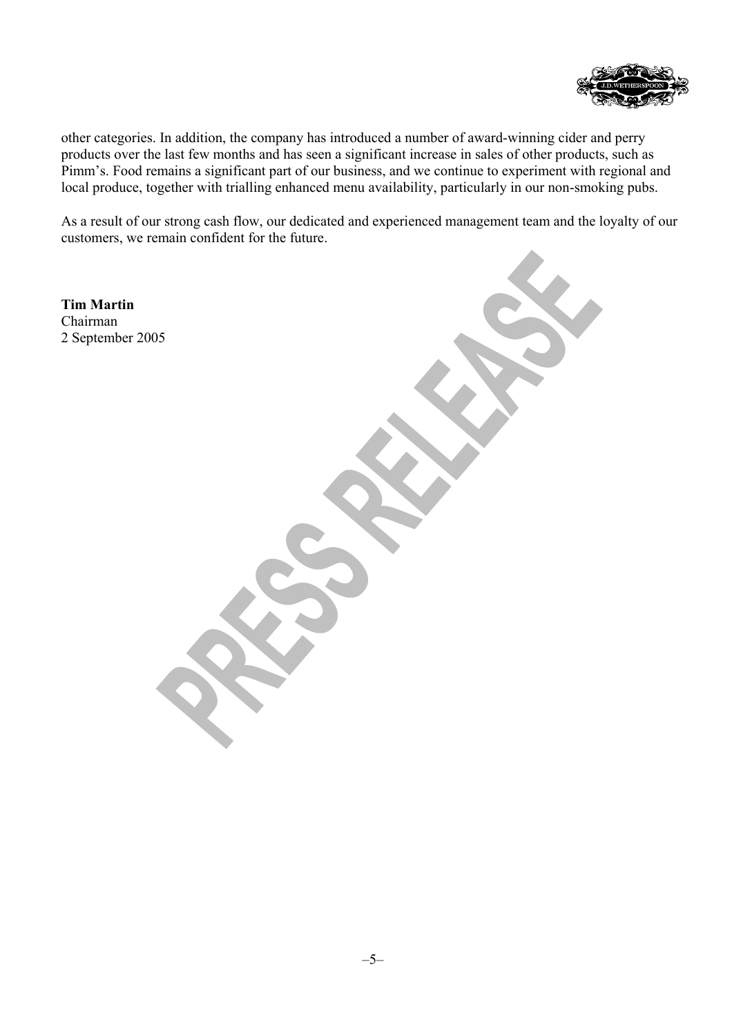other categories. In addition, the company has introduced a number of award-winning cider and perry products over the last few months and has seen a significant increase in sales of other products, such as Pimm's. Food remains a significant part of our business, and we continue to experiment with regional and local produce, together with trialling enhanced menu availability, particularly in our non-smoking pubs.

As a result of our strong cash flow, our dedicated and experienced management team and the loyalty of our customers, we remain confident for the future.

**Tim Martin**
Chairman
2 September 2005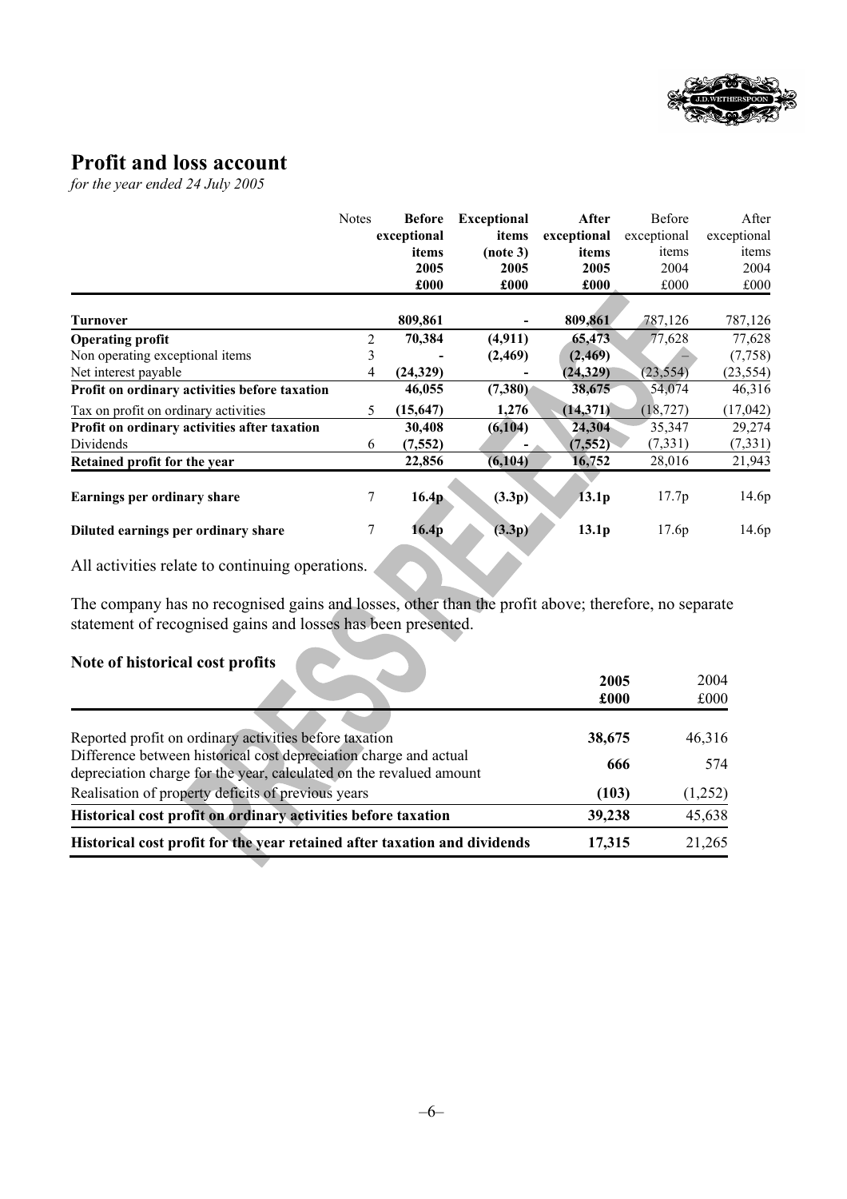## Profit and loss account

*for the year ended 24 July 2005*

| | Notes | Before exceptional items 2005 £000 | Exceptional items (note 3) 2005 £000 | After exceptional items 2005 £000 | Before exceptional items 2004 £000 | After exceptional items 2004 £000 |
|---|---|---|---|---|---|---|
| **Turnover** | | **809,861** | **-** | **809,861** | 787,126 | 787,126 |
| **Operating profit** | 2 | **70,384** | **(4,911)** | **65,473** | 77,628 | 77,628 |
| Non operating exceptional items | 3 | **-** | **(2,469)** | **(2,469)** | – | (7,758) |
| Net interest payable | 4 | **(24,329)** | **-** | **(24,329)** | (23,554) | (23,554) |
| **Profit on ordinary activities before taxation** | | **46,055** | **(7,380)** | **38,675** | 54,074 | 46,316 |
| Tax on profit on ordinary activities | 5 | **(15,647)** | **1,276** | **(14,371)** | (18,727) | (17,042) |
| **Profit on ordinary activities after taxation** | | **30,408** | **(6,104)** | **24,304** | 35,347 | 29,274 |
| Dividends | 6 | **(7,552)** | **-** | **(7,552)** | (7,331) | (7,331) |
| **Retained profit for the year** | | **22,856** | **(6,104)** | **16,752** | 28,016 | 21,943 |
| **Earnings per ordinary share** | 7 | **16.4p** | **(3.3p)** | **13.1p** | 17.7p | 14.6p |
| **Diluted earnings per ordinary share** | 7 | **16.4p** | **(3.3p)** | **13.1p** | 17.6p | 14.6p |

All activities relate to continuing operations.

The company has no recognised gains and losses, other than the profit above; therefore, no separate statement of recognised gains and losses has been presented.

### Note of historical cost profits

| | 2005 £000 | 2004 £000 |
|---|---|---|
| Reported profit on ordinary activities before taxation | **38,675** | 46,316 |
| Difference between historical cost depreciation charge and actual depreciation charge for the year, calculated on the revalued amount | **666** | 574 |
| Realisation of property deficits of previous years | **(103)** | (1,252) |
| **Historical cost profit on ordinary activities before taxation** | **39,238** | 45,638 |
| **Historical cost profit for the year retained after taxation and dividends** | **17,315** | 21,265 |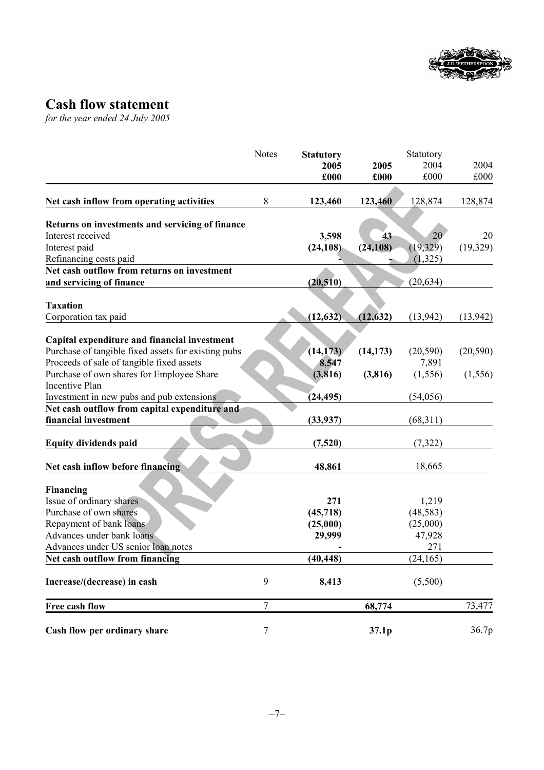# Cash flow statement

*for the year ended 24 July 2005*

| | Notes | **Statutory 2005 £000** | **2005 £000** | Statutory 2004 £000 | 2004 £000 |
|---|---|---|---|---|---|
| **Net cash inflow from operating activities** | 8 | **123,460** | **123,460** | 128,874 | 128,874 |
| **Returns on investments and servicing of finance** | | | | | |
| Interest received | | **3,598** | **43** | 20 | 20 |
| Interest paid | | **(24,108)** | **(24,108)** | (19,329) | (19,329) |
| Refinancing costs paid | | **-** | **-** | (1,325) | |
| **Net cash outflow from returns on investment and servicing of finance** | | **(20,510)** | | (20,634) | |
| **Taxation** | | | | | |
| Corporation tax paid | | **(12,632)** | **(12,632)** | (13,942) | (13,942) |
| **Capital expenditure and financial investment** | | | | | |
| Purchase of tangible fixed assets for existing pubs | | **(14,173)** | **(14,173)** | (20,590) | (20,590) |
| Proceeds of sale of tangible fixed assets | | **8,547** | | 7,891 | |
| Purchase of own shares for Employee Share Incentive Plan | | **(3,816)** | **(3,816)** | (1,556) | (1,556) |
| Investment in new pubs and pub extensions | | **(24,495)** | | (54,056) | |
| **Net cash outflow from capital expenditure and financial investment** | | **(33,937)** | | (68,311) | |
| **Equity dividends paid** | | **(7,520)** | | (7,322) | |
| **Net cash inflow before financing** | | **48,861** | | 18,665 | |
| **Financing** | | | | | |
| Issue of ordinary shares | | **271** | | 1,219 | |
| Purchase of own shares | | **(45,718)** | | (48,583) | |
| Repayment of bank loans | | **(25,000)** | | (25,000) | |
| Advances under bank loans | | **29,999** | | 47,928 | |
| Advances under US senior loan notes | | **-** | | 271 | |
| **Net cash outflow from financing** | | **(40,448)** | | (24,165) | |
| **Increase/(decrease) in cash** | 9 | **8,413** | | (5,500) | |
| **Free cash flow** | 7 | | **68,774** | | 73,477 |
| **Cash flow per ordinary share** | 7 | | **37.1p** | | 36.7p |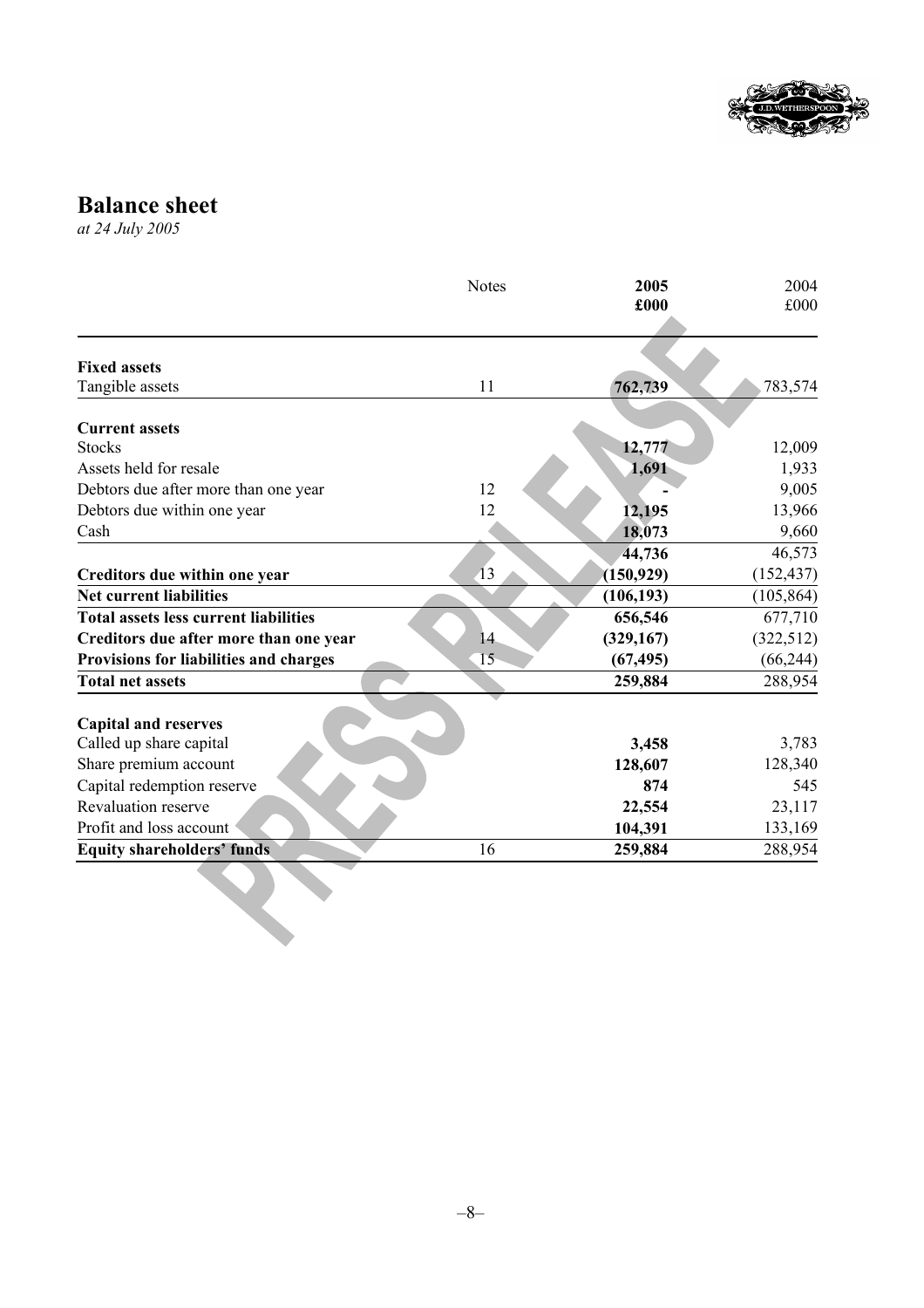# Balance sheet

*at 24 July 2005*

| | Notes | **2005 £000** | 2004 £000 |
|---|---|---|---|
| **Fixed assets** | | | |
| Tangible assets | 11 | **762,739** | 783,574 |
| **Current assets** | | | |
| Stocks | | **12,777** | 12,009 |
| Assets held for resale | | **1,691** | 1,933 |
| Debtors due after more than one year | 12 | **-** | 9,005 |
| Debtors due within one year | 12 | **12,195** | 13,966 |
| Cash | | **18,073** | 9,660 |
| | | **44,736** | 46,573 |
| **Creditors due within one year** | 13 | **(150,929)** | (152,437) |
| **Net current liabilities** | | **(106,193)** | (105,864) |
| **Total assets less current liabilities** | | **656,546** | 677,710 |
| **Creditors due after more than one year** | 14 | **(329,167)** | (322,512) |
| **Provisions for liabilities and charges** | 15 | **(67,495)** | (66,244) |
| **Total net assets** | | **259,884** | 288,954 |
| **Capital and reserves** | | | |
| Called up share capital | | **3,458** | 3,783 |
| Share premium account | | **128,607** | 128,340 |
| Capital redemption reserve | | **874** | 545 |
| Revaluation reserve | | **22,554** | 23,117 |
| Profit and loss account | | **104,391** | 133,169 |
| **Equity shareholders' funds** | 16 | **259,884** | 288,954 |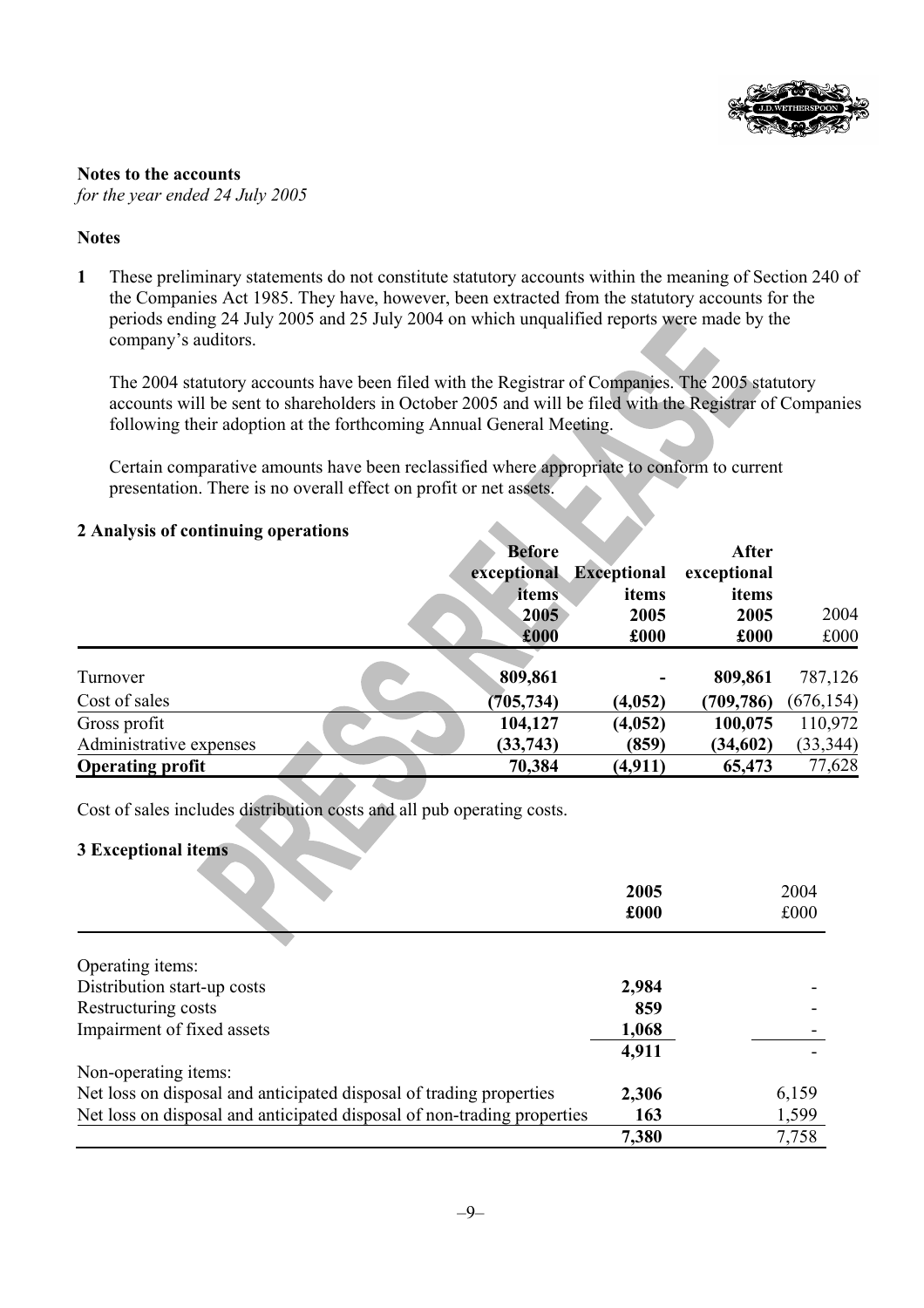## Notes to the accounts

*for the year ended 24 July 2005*

### Notes

**1** These preliminary statements do not constitute statutory accounts within the meaning of Section 240 of the Companies Act 1985. They have, however, been extracted from the statutory accounts for the periods ending 24 July 2005 and 25 July 2004 on which unqualified reports were made by the company's auditors.

The 2004 statutory accounts have been filed with the Registrar of Companies. The 2005 statutory accounts will be sent to shareholders in October 2005 and will be filed with the Registrar of Companies following their adoption at the forthcoming Annual General Meeting.

Certain comparative amounts have been reclassified where appropriate to conform to current presentation. There is no overall effect on profit or net assets.

### 2 Analysis of continuing operations

| | **Before exceptional items 2005 £000** | **Exceptional items 2005 £000** | **After exceptional items 2005 £000** | 2004 £000 |
|---|---|---|---|---|
| Turnover | **809,861** | **-** | **809,861** | 787,126 |
| Cost of sales | **(705,734)** | **(4,052)** | **(709,786)** | (676,154) |
| Gross profit | **104,127** | **(4,052)** | **100,075** | 110,972 |
| Administrative expenses | **(33,743)** | **(859)** | **(34,602)** | (33,344) |
| **Operating profit** | **70,384** | **(4,911)** | **65,473** | 77,628 |

Cost of sales includes distribution costs and all pub operating costs.

### 3 Exceptional items

| | **2005 £000** | 2004 £000 |
|---|---|---|
| Operating items: | | |
| Distribution start-up costs | **2,984** | - |
| Restructuring costs | **859** | - |
| Impairment of fixed assets | **1,068** | - |
| | **4,911** | - |
| Non-operating items: | | |
| Net loss on disposal and anticipated disposal of trading properties | **2,306** | 6,159 |
| Net loss on disposal and anticipated disposal of non-trading properties | **163** | 1,599 |
| | **7,380** | 7,758 |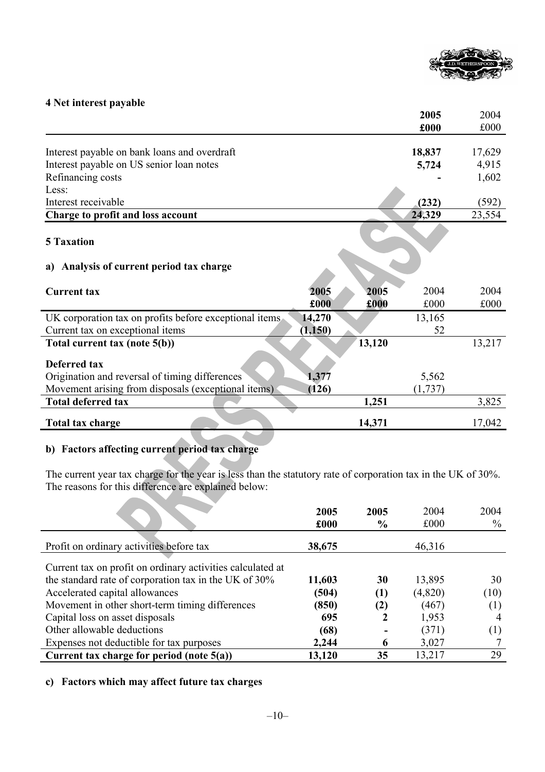## 4 Net interest payable

| | **2005 £000** | 2004 £000 |
|---|---|---|
| Interest payable on bank loans and overdraft | **18,837** | 17,629 |
| Interest payable on US senior loan notes | **5,724** | 4,915 |
| Refinancing costs | **-** | 1,602 |
| Less: | | |
| Interest receivable | **(232)** | (592) |
| **Charge to profit and loss account** | **24,329** | 23,554 |

## 5 Taxation

### a) Analysis of current period tax charge

| **Current tax** | **2005 £000** | **2005 £000** | 2004 £000 | 2004 £000 |
|---|---|---|---|---|
| UK corporation tax on profits before exceptional items | **14,270** | | 13,165 | |
| Current tax on exceptional items | **(1,150)** | | 52 | |
| **Total current tax (note 5(b))** | | **13,120** | | 13,217 |
| **Deferred tax** | | | | |
| Origination and reversal of timing differences | **1,377** | | 5,562 | |
| Movement arising from disposals (exceptional items) | **(126)** | | (1,737) | |
| **Total deferred tax** | | **1,251** | | 3,825 |
| **Total tax charge** | | **14,371** | | 17,042 |

### b) Factors affecting current period tax charge

The current year tax charge for the year is less than the statutory rate of corporation tax in the UK of 30%. The reasons for this difference are explained below:

| | **2005 £000** | **2005 %** | 2004 £000 | 2004 % |
|---|---|---|---|---|
| Profit on ordinary activities before tax | **38,675** | | 46,316 | |
| Current tax on profit on ordinary activities calculated at the standard rate of corporation tax in the UK of 30% | **11,603** | **30** | 13,895 | 30 |
| Accelerated capital allowances | **(504)** | **(1)** | (4,820) | (10) |
| Movement in other short-term timing differences | **(850)** | **(2)** | (467) | (1) |
| Capital loss on asset disposals | **695** | **2** | 1,953 | 4 |
| Other allowable deductions | **(68)** | **-** | (371) | (1) |
| Expenses not deductible for tax purposes | **2,244** | **6** | 3,027 | 7 |
| **Current tax charge for period (note 5(a))** | **13,120** | **35** | 13,217 | 29 |

### c) Factors which may affect future tax charges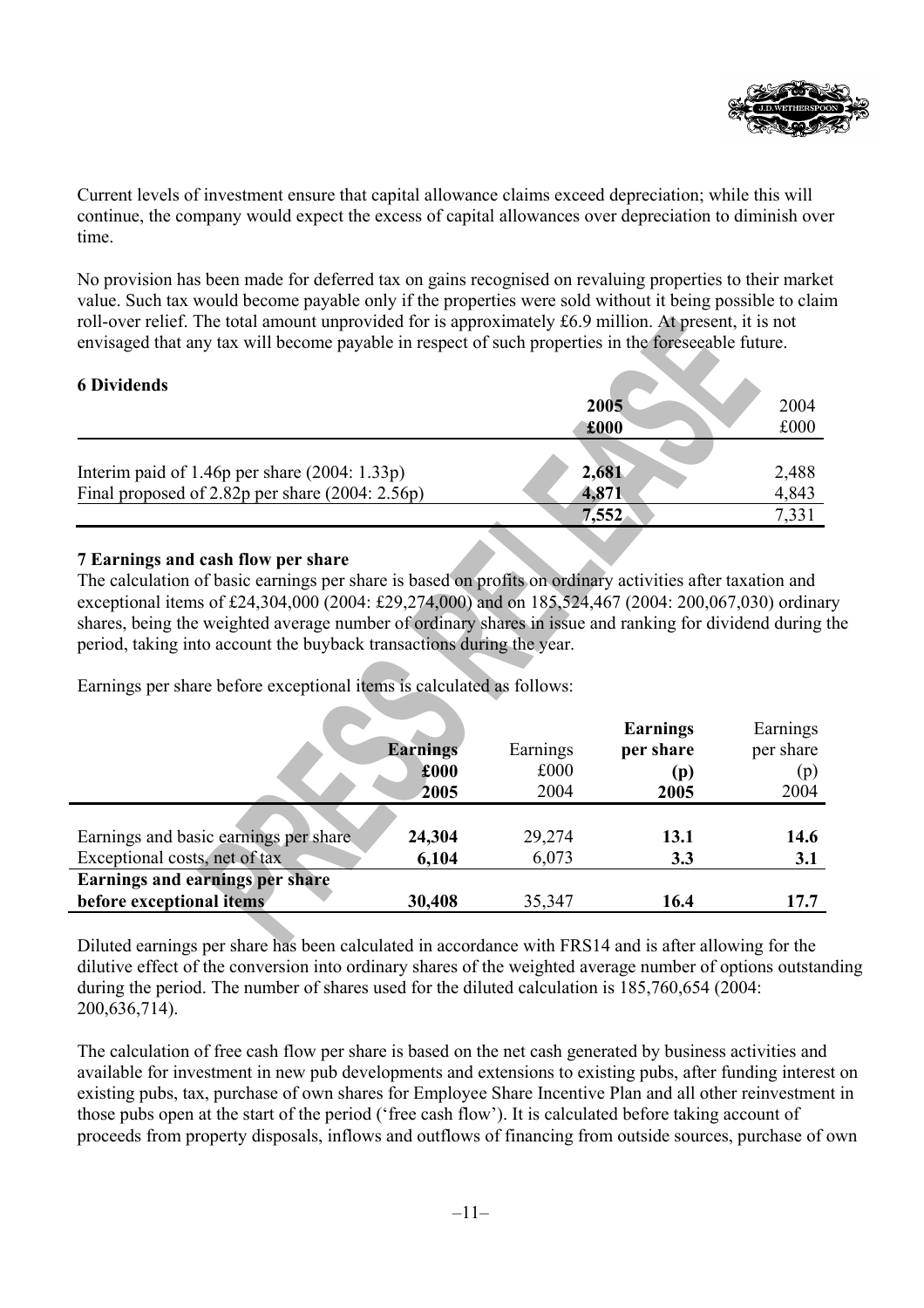Current levels of investment ensure that capital allowance claims exceed depreciation; while this will continue, the company would expect the excess of capital allowances over depreciation to diminish over time.

No provision has been made for deferred tax on gains recognised on revaluing properties to their market value. Such tax would become payable only if the properties were sold without it being possible to claim roll-over relief. The total amount unprovided for is approximately £6.9 million. At present, it is not envisaged that any tax will become payable in respect of such properties in the foreseeable future.

### 6 Dividends

| | **2005 £000** | 2004 £000 |
|---|---|---|
| Interim paid of 1.46p per share (2004: 1.33p) | **2,681** | 2,488 |
| Final proposed of 2.82p per share (2004: 2.56p) | **4,871** | 4,843 |
| | **7,552** | 7,331 |

### 7 Earnings and cash flow per share

The calculation of basic earnings per share is based on profits on ordinary activities after taxation and exceptional items of £24,304,000 (2004: £29,274,000) and on 185,524,467 (2004: 200,067,030) ordinary shares, being the weighted average number of ordinary shares in issue and ranking for dividend during the period, taking into account the buyback transactions during the year.

Earnings per share before exceptional items is calculated as follows:

| | **Earnings £000 2005** | Earnings £000 2004 | **Earnings per share (p) 2005** | Earnings per share (p) 2004 |
|---|---|---|---|---|
| Earnings and basic earnings per share | **24,304** | 29,274 | **13.1** | **14.6** |
| Exceptional costs, net of tax | **6,104** | 6,073 | **3.3** | **3.1** |
| **Earnings and earnings per share before exceptional items** | **30,408** | 35,347 | **16.4** | **17.7** |

Diluted earnings per share has been calculated in accordance with FRS14 and is after allowing for the dilutive effect of the conversion into ordinary shares of the weighted average number of options outstanding during the period. The number of shares used for the diluted calculation is 185,760,654 (2004: 200,636,714).

The calculation of free cash flow per share is based on the net cash generated by business activities and available for investment in new pub developments and extensions to existing pubs, after funding interest on existing pubs, tax, purchase of own shares for Employee Share Incentive Plan and all other reinvestment in those pubs open at the start of the period ('free cash flow'). It is calculated before taking account of proceeds from property disposals, inflows and outflows of financing from outside sources, purchase of own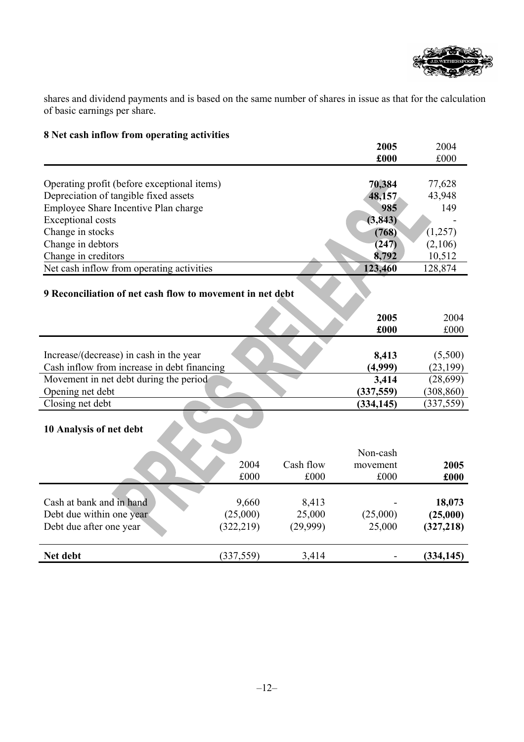shares and dividend payments and is based on the same number of shares in issue as that for the calculation of basic earnings per share.

### 8 Net cash inflow from operating activities

| | **2005 £000** | 2004 £000 |
|---|---|---|
| Operating profit (before exceptional items) | **70,384** | 77,628 |
| Depreciation of tangible fixed assets | **48,157** | 43,948 |
| Employee Share Incentive Plan charge | **985** | 149 |
| Exceptional costs | **(3,843)** | - |
| Change in stocks | **(768)** | (1,257) |
| Change in debtors | **(247)** | (2,106) |
| Change in creditors | **8,792** | 10,512 |
| Net cash inflow from operating activities | **123,460** | 128,874 |

### 9 Reconciliation of net cash flow to movement in net debt

| | **2005 £000** | 2004 £000 |
|---|---|---|
| Increase/(decrease) in cash in the year | **8,413** | (5,500) |
| Cash inflow from increase in debt financing | **(4,999)** | (23,199) |
| Movement in net debt during the period | **3,414** | (28,699) |
| Opening net debt | **(337,559)** | (308,860) |
| Closing net debt | **(334,145)** | (337,559) |

### 10 Analysis of net debt

| | 2004 £000 | Cash flow £000 | Non-cash movement £000 | **2005 £000** |
|---|---|---|---|---|
| Cash at bank and in hand | 9,660 | 8,413 | - | **18,073** |
| Debt due within one year | (25,000) | 25,000 | (25,000) | **(25,000)** |
| Debt due after one year | (322,219) | (29,999) | 25,000 | **(327,218)** |
| **Net debt** | (337,559) | 3,414 | - | **(334,145)** |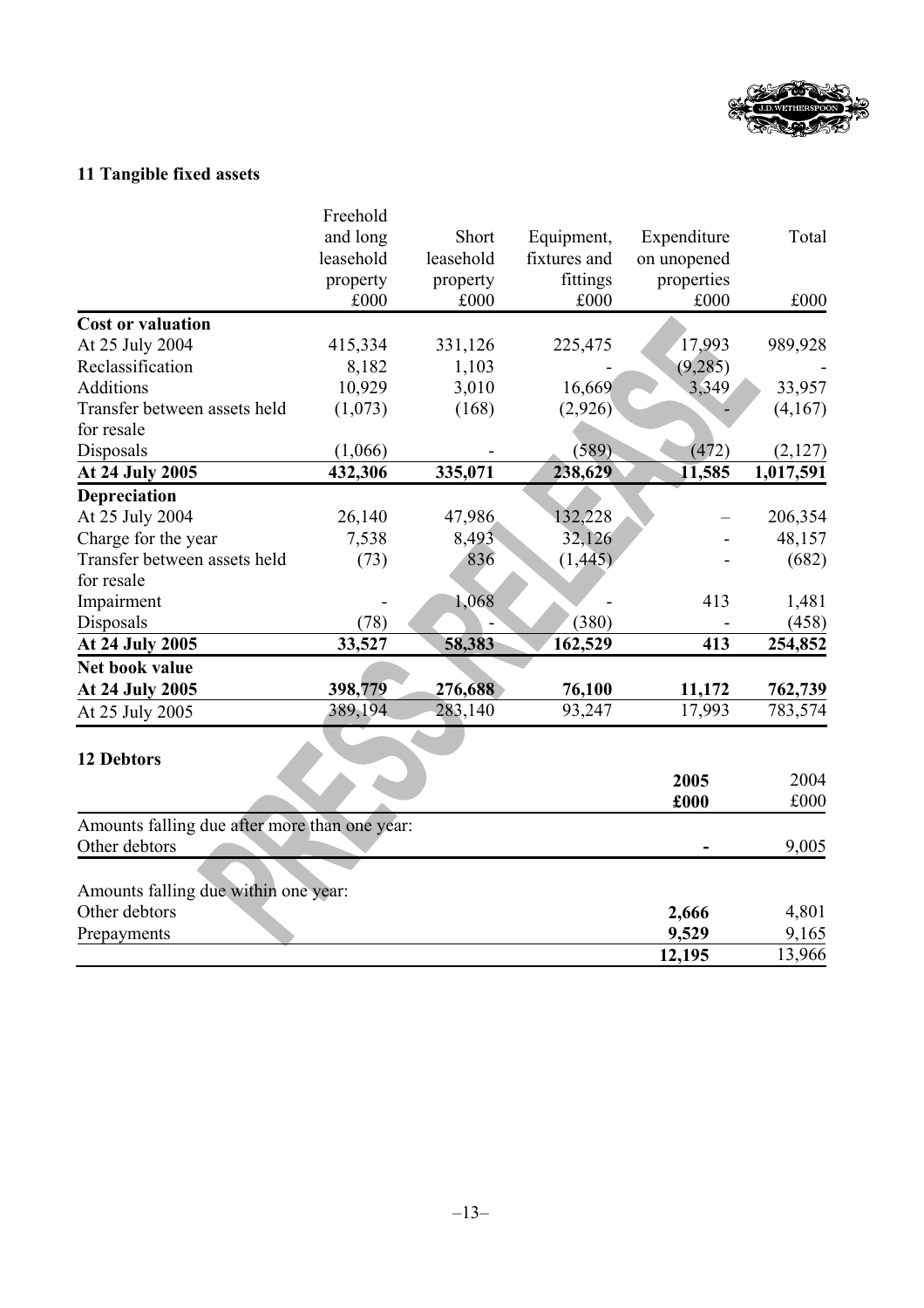## 11 Tangible fixed assets

| | Freehold and long leasehold property £000 | Short leasehold property £000 | Equipment, fixtures and fittings £000 | Expenditure on unopened properties £000 | Total £000 |
|---|---|---|---|---|---|
| **Cost or valuation** | | | | | |
| At 25 July 2004 | 415,334 | 331,126 | 225,475 | 17,993 | 989,928 |
| Reclassification | 8,182 | 1,103 | - | (9,285) | - |
| Additions | 10,929 | 3,010 | 16,669 | 3,349 | 33,957 |
| Transfer between assets held for resale | (1,073) | (168) | (2,926) | - | (4,167) |
| Disposals | (1,066) | - | (589) | (472) | (2,127) |
| **At 24 July 2005** | **432,306** | **335,071** | **238,629** | **11,585** | **1,017,591** |
| **Depreciation** | | | | | |
| At 25 July 2004 | 26,140 | 47,986 | 132,228 | – | 206,354 |
| Charge for the year | 7,538 | 8,493 | 32,126 | - | 48,157 |
| Transfer between assets held for resale | (73) | 836 | (1,445) | - | (682) |
| Impairment | - | 1,068 | - | 413 | 1,481 |
| Disposals | (78) | - | (380) | - | (458) |
| **At 24 July 2005** | **33,527** | **58,383** | **162,529** | **413** | **254,852** |
| **Net book value** | | | | | |
| **At 24 July 2005** | **398,779** | **276,688** | **76,100** | **11,172** | **762,739** |
| At 25 July 2005 | 389,194 | 283,140 | 93,247 | 17,993 | 783,574 |

## 12 Debtors

| | **2005 £000** | 2004 £000 |
|---|---|---|
| Amounts falling due after more than one year: | | |
| Other debtors | **-** | 9,005 |
| Amounts falling due within one year: | | |
| Other debtors | **2,666** | 4,801 |
| Prepayments | **9,529** | 9,165 |
| | **12,195** | 13,966 |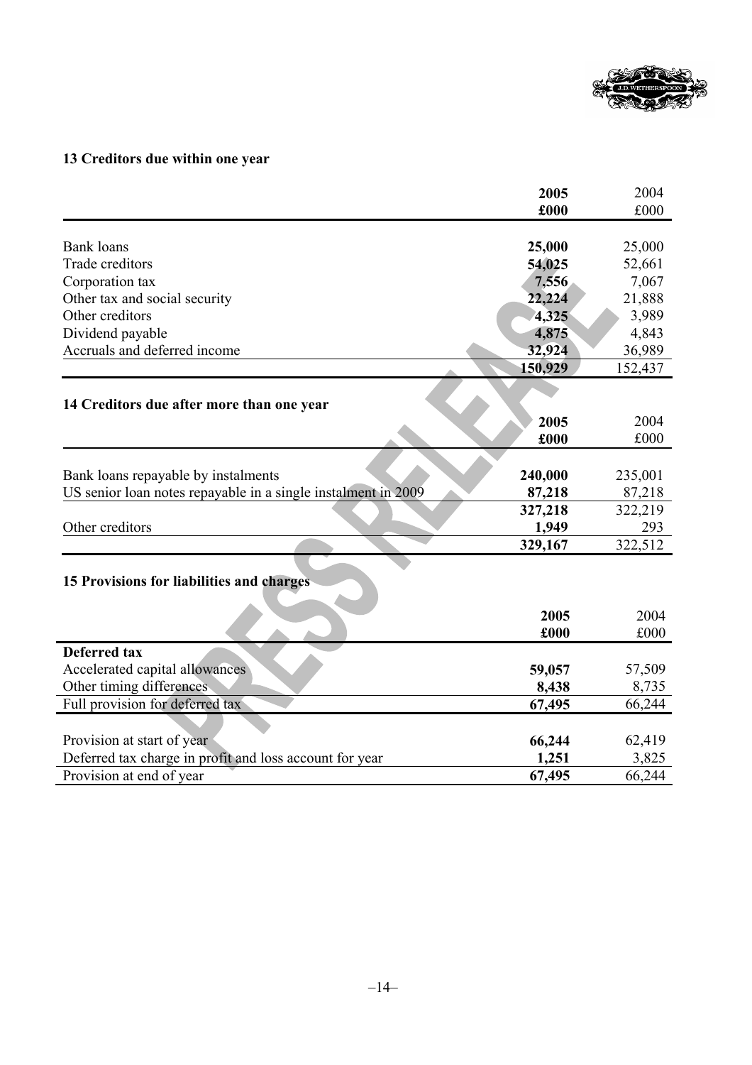## 13 Creditors due within one year

| | 2005 £000 | 2004 £000 |
|---|---|---|
| Bank loans | **25,000** | 25,000 |
| Trade creditors | **54,025** | 52,661 |
| Corporation tax | **7,556** | 7,067 |
| Other tax and social security | **22,224** | 21,888 |
| Other creditors | **4,325** | 3,989 |
| Dividend payable | **4,875** | 4,843 |
| Accruals and deferred income | **32,924** | 36,989 |
| | **150,929** | 152,437 |

## 14 Creditors due after more than one year

| | 2005 £000 | 2004 £000 |
|---|---|---|
| Bank loans repayable by instalments | **240,000** | 235,001 |
| US senior loan notes repayable in a single instalment in 2009 | **87,218** | 87,218 |
| | **327,218** | 322,219 |
| Other creditors | **1,949** | 293 |
| | **329,167** | 322,512 |

## 15 Provisions for liabilities and charges

| | 2005 £000 | 2004 £000 |
|---|---|---|
| **Deferred tax** | | |
| Accelerated capital allowances | **59,057** | 57,509 |
| Other timing differences | **8,438** | 8,735 |
| Full provision for deferred tax | **67,495** | 66,244 |
| | | |
| Provision at start of year | **66,244** | 62,419 |
| Deferred tax charge in profit and loss account for year | **1,251** | 3,825 |
| Provision at end of year | **67,495** | 66,244 |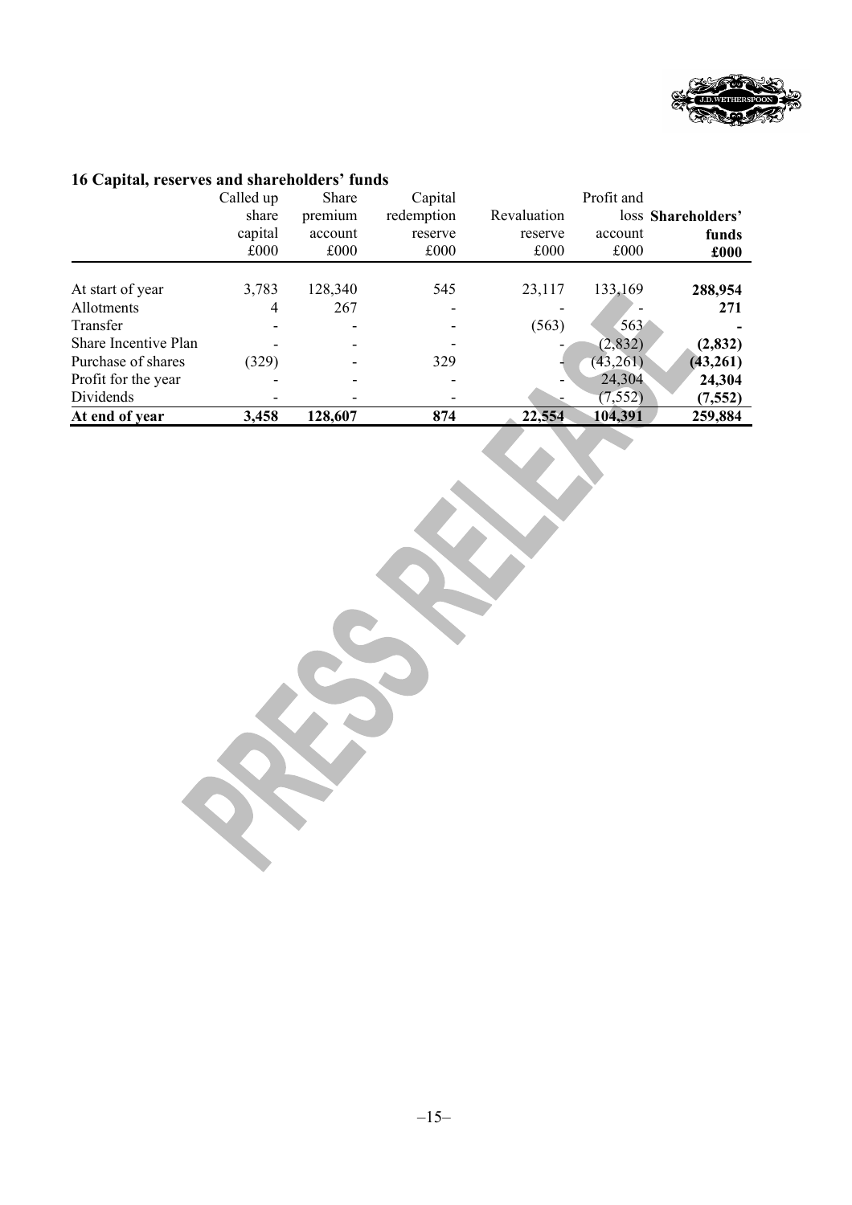## 16 Capital, reserves and shareholders' funds

| | Called up share capital £000 | Share premium account £000 | Capital redemption reserve £000 | Revaluation reserve £000 | Profit and loss account £000 | **Shareholders' funds £000** |
|---|---|---|---|---|---|---|
| At start of year | 3,783 | 128,340 | 545 | 23,117 | 133,169 | **288,954** |
| Allotments | 4 | 267 | - | - | - | **271** |
| Transfer | - | - | - | (563) | 563 | **-** |
| Share Incentive Plan | - | - | - | - | (2,832) | **(2,832)** |
| Purchase of shares | (329) | - | 329 | - | (43,261) | **(43,261)** |
| Profit for the year | - | - | - | - | 24,304 | **24,304** |
| Dividends | - | - | - | - | (7,552) | **(7,552)** |
| **At end of year** | **3,458** | **128,607** | **874** | **22,554** | **104,391** | **259,884** |